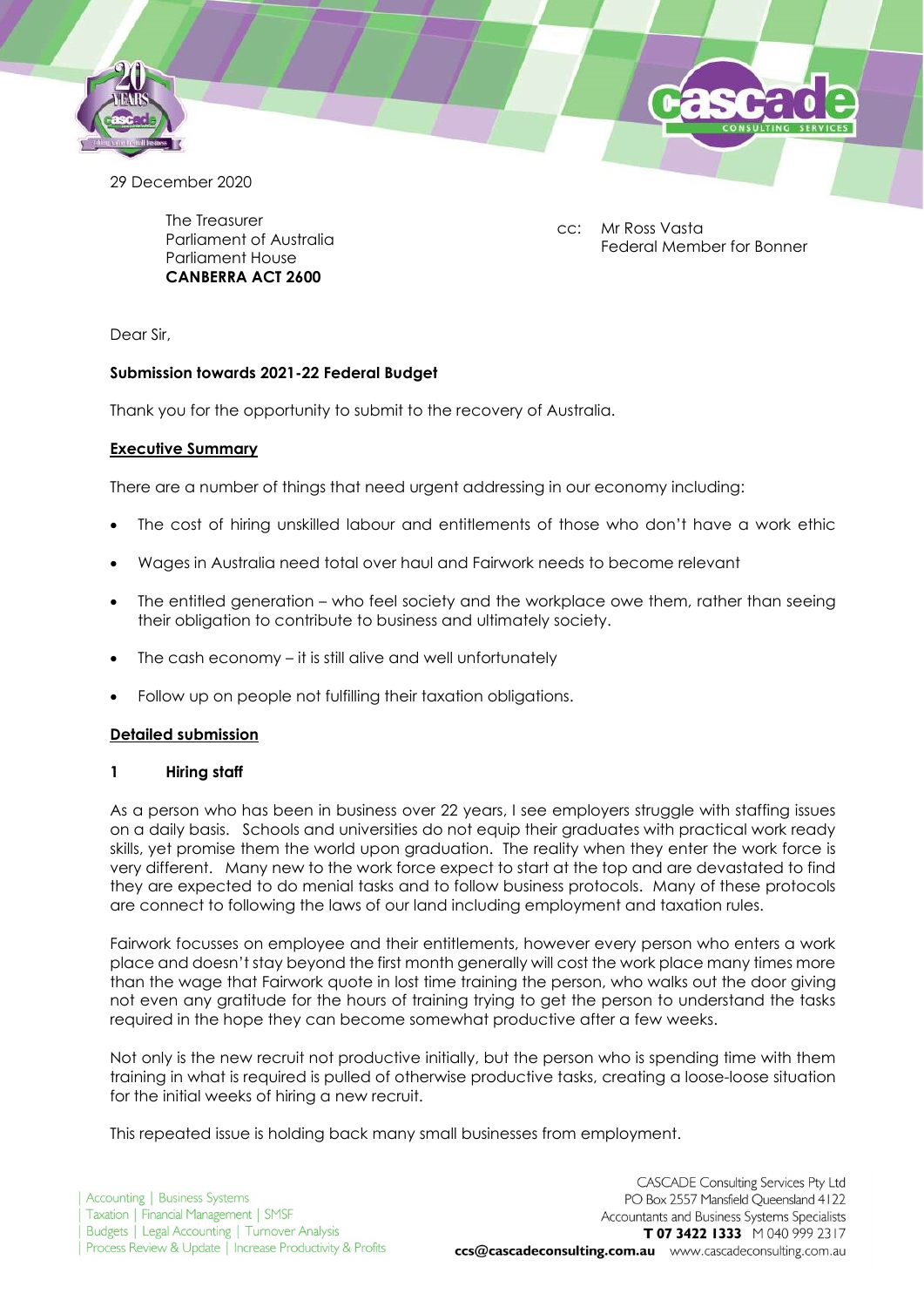29 December 2020

The Treasurer
Parliament of Australia
Parliament House
**CANBERRA ACT 2600**

cc: Mr Ross Vasta
Federal Member for Bonner

Dear Sir,

**Submission towards 2021-22 Federal Budget**

Thank you for the opportunity to submit to the recovery of Australia.

**Executive Summary**

There are a number of things that need urgent addressing in our economy including:

- The cost of hiring unskilled labour and entitlements of those who don't have a work ethic
- Wages in Australia need total over haul and Fairwork needs to become relevant
- The entitled generation – who feel society and the workplace owe them, rather than seeing their obligation to contribute to business and ultimately society.
- The cash economy – it is still alive and well unfortunately
- Follow up on people not fulfilling their taxation obligations.

**Detailed submission**

**1 Hiring staff**

As a person who has been in business over 22 years, I see employers struggle with staffing issues on a daily basis. Schools and universities do not equip their graduates with practical work ready skills, yet promise them the world upon graduation. The reality when they enter the work force is very different. Many new to the work force expect to start at the top and are devastated to find they are expected to do menial tasks and to follow business protocols. Many of these protocols are connect to following the laws of our land including employment and taxation rules.

Fairwork focusses on employee and their entitlements, however every person who enters a work place and doesn't stay beyond the first month generally will cost the work place many times more than the wage that Fairwork quote in lost time training the person, who walks out the door giving not even any gratitude for the hours of training trying to get the person to understand the tasks required in the hope they can become somewhat productive after a few weeks.

Not only is the new recruit not productive initially, but the person who is spending time with them training in what is required is pulled of otherwise productive tasks, creating a loose-loose situation for the initial weeks of hiring a new recruit.

This repeated issue is holding back many small businesses from employment.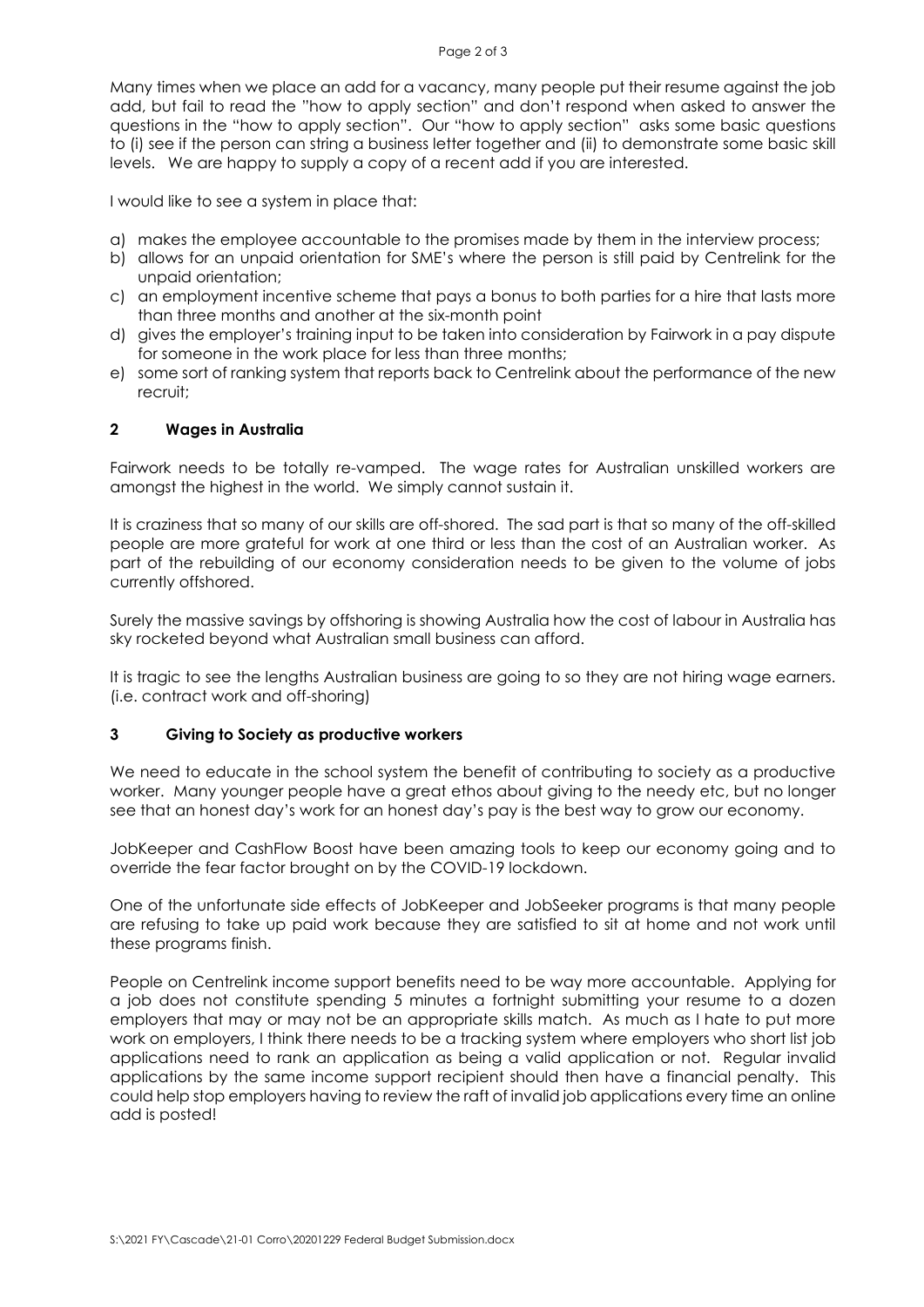Many times when we place an add for a vacancy, many people put their resume against the job add, but fail to read the "how to apply section" and don't respond when asked to answer the questions in the "how to apply section". Our "how to apply section" asks some basic questions to (i) see if the person can string a business letter together and (ii) to demonstrate some basic skill levels. We are happy to supply a copy of a recent add if you are interested.

I would like to see a system in place that:

a) makes the employee accountable to the promises made by them in the interview process;
b) allows for an unpaid orientation for SME's where the person is still paid by Centrelink for the unpaid orientation;
c) an employment incentive scheme that pays a bonus to both parties for a hire that lasts more than three months and another at the six-month point
d) gives the employer's training input to be taken into consideration by Fairwork in a pay dispute for someone in the work place for less than three months;
e) some sort of ranking system that reports back to Centrelink about the performance of the new recruit;

## 2 Wages in Australia

Fairwork needs to be totally re-vamped. The wage rates for Australian unskilled workers are amongst the highest in the world. We simply cannot sustain it.

It is craziness that so many of our skills are off-shored. The sad part is that so many of the off-skilled people are more grateful for work at one third or less than the cost of an Australian worker. As part of the rebuilding of our economy consideration needs to be given to the volume of jobs currently offshored.

Surely the massive savings by offshoring is showing Australia how the cost of labour in Australia has sky rocketed beyond what Australian small business can afford.

It is tragic to see the lengths Australian business are going to so they are not hiring wage earners. (i.e. contract work and off-shoring)

## 3 Giving to Society as productive workers

We need to educate in the school system the benefit of contributing to society as a productive worker. Many younger people have a great ethos about giving to the needy etc, but no longer see that an honest day's work for an honest day's pay is the best way to grow our economy.

JobKeeper and CashFlow Boost have been amazing tools to keep our economy going and to override the fear factor brought on by the COVID-19 lockdown.

One of the unfortunate side effects of JobKeeper and JobSeeker programs is that many people are refusing to take up paid work because they are satisfied to sit at home and not work until these programs finish.

People on Centrelink income support benefits need to be way more accountable. Applying for a job does not constitute spending 5 minutes a fortnight submitting your resume to a dozen employers that may or may not be an appropriate skills match. As much as I hate to put more work on employers, I think there needs to be a tracking system where employers who short list job applications need to rank an application as being a valid application or not. Regular invalid applications by the same income support recipient should then have a financial penalty. This could help stop employers having to review the raft of invalid job applications every time an online add is posted!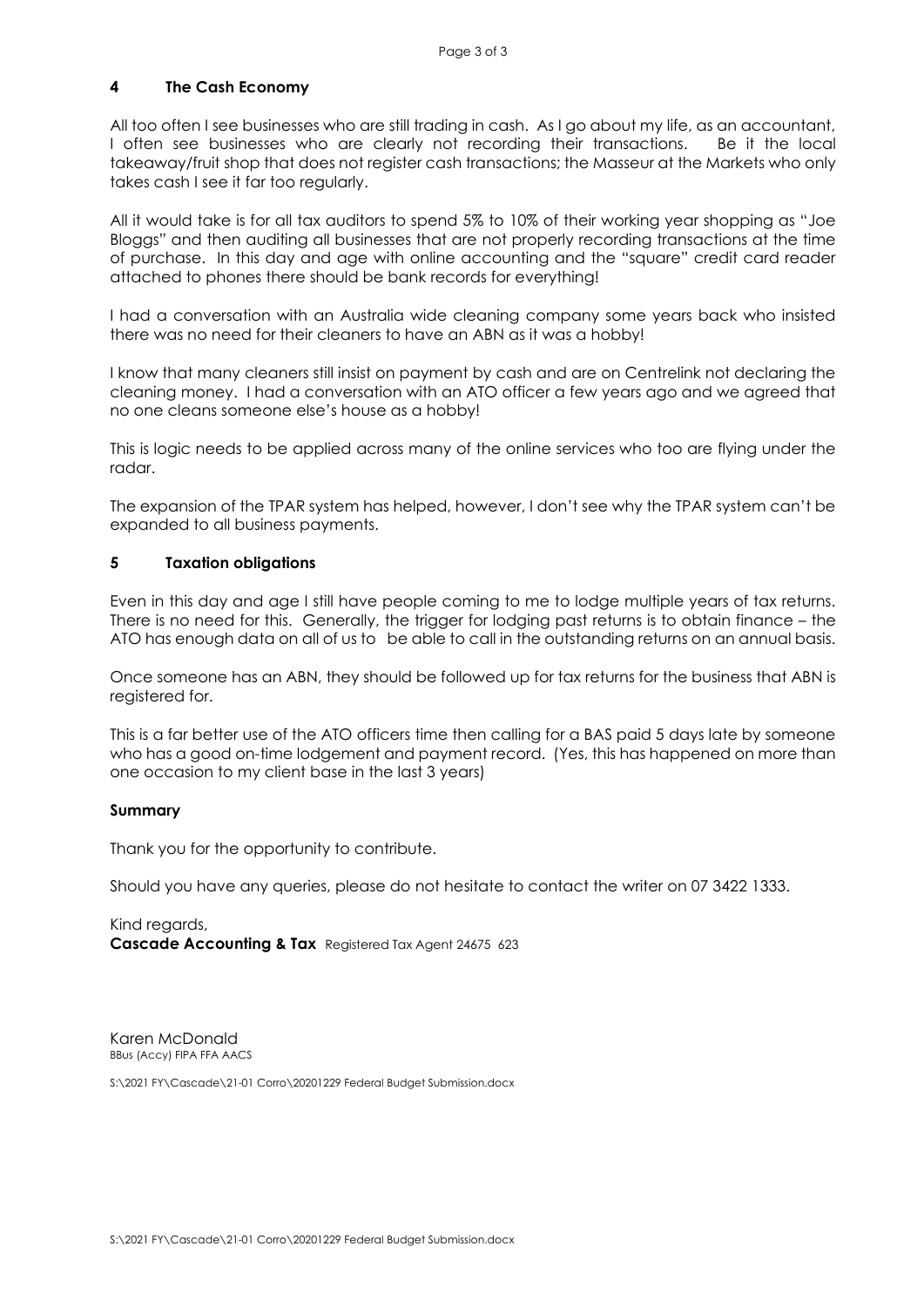## 4 The Cash Economy

All too often I see businesses who are still trading in cash. As I go about my life, as an accountant, I often see businesses who are clearly not recording their transactions. Be it the local takeaway/fruit shop that does not register cash transactions; the Masseur at the Markets who only takes cash I see it far too regularly.

All it would take is for all tax auditors to spend 5% to 10% of their working year shopping as "Joe Bloggs" and then auditing all businesses that are not properly recording transactions at the time of purchase. In this day and age with online accounting and the "square" credit card reader attached to phones there should be bank records for everything!

I had a conversation with an Australia wide cleaning company some years back who insisted there was no need for their cleaners to have an ABN as it was a hobby!

I know that many cleaners still insist on payment by cash and are on Centrelink not declaring the cleaning money. I had a conversation with an ATO officer a few years ago and we agreed that no one cleans someone else's house as a hobby!

This is logic needs to be applied across many of the online services who too are flying under the radar.

The expansion of the TPAR system has helped, however, I don't see why the TPAR system can't be expanded to all business payments.

## 5 Taxation obligations

Even in this day and age I still have people coming to me to lodge multiple years of tax returns. There is no need for this. Generally, the trigger for lodging past returns is to obtain finance – the ATO has enough data on all of us to be able to call in the outstanding returns on an annual basis.

Once someone has an ABN, they should be followed up for tax returns for the business that ABN is registered for.

This is a far better use of the ATO officers time then calling for a BAS paid 5 days late by someone who has a good on-time lodgement and payment record. (Yes, this has happened on more than one occasion to my client base in the last 3 years)

### Summary

Thank you for the opportunity to contribute.

Should you have any queries, please do not hesitate to contact the writer on 07 3422 1333.

Kind regards,
**Cascade Accounting & Tax** Registered Tax Agent 24675 623

Karen McDonald
BBus (Accy) FIPA FFA AACS

S:\2021 FY\Cascade\21-01 Corro\20201229 Federal Budget Submission.docx